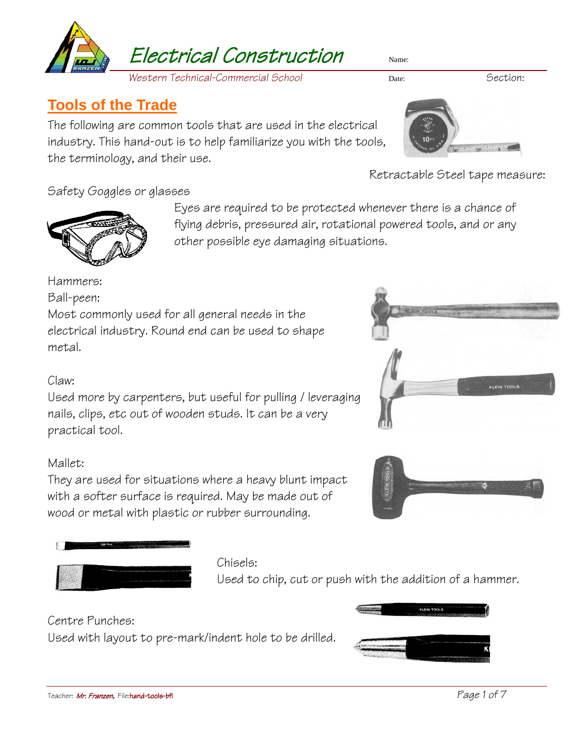# Electrical Construction

Western Technical-Commercial School

Name:

Date: Section:

## Tools of the Trade

The following are common tools that are used in the electrical industry. This hand-out is to help familiarize you with the tools, the terminology, and their use.

Retractable Steel tape measure:

Safety Goggles or glasses

Eyes are required to be protected whenever there is a chance of flying debris, pressured air, rotational powered tools, and or any other possible eye damaging situations.

Hammers:

Ball-peen:

Most commonly used for all general needs in the electrical industry. Round end can be used to shape metal.

Claw:

Used more by carpenters, but useful for pulling / leveraging nails, clips, etc out of wooden studs. It can be a very practical tool.

Mallet:

They are used for situations where a heavy blunt impact with a softer surface is required. May be made out of wood or metal with plastic or rubber surrounding.

Chisels:

Used to chip, cut or push with the addition of a hammer.

Centre Punches:

Used with layout to pre-mark/indent hole to be drilled.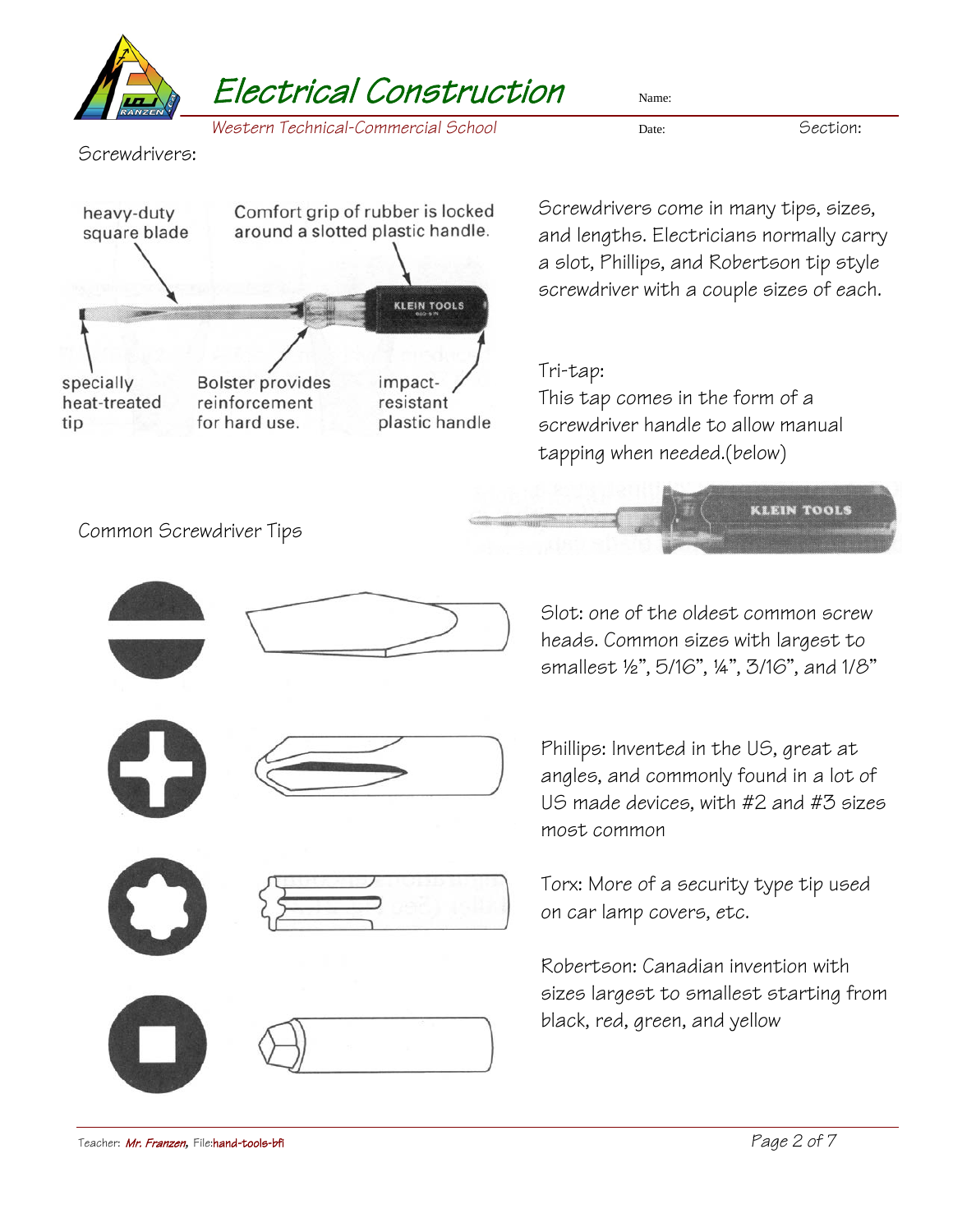Screwdrivers:

heavy-duty square blade

Comfort grip of rubber is locked around a slotted plastic handle.

specially heat-treated tip

Bolster provides reinforcement for hard use.

impact-resistant plastic handle

Screwdrivers come in many tips, sizes, and lengths. Electricians normally carry a slot, Phillips, and Robertson tip style screwdriver with a couple sizes of each.

Tri-tap:
This tap comes in the form of a screwdriver handle to allow manual tapping when needed.(below)

Common Screwdriver Tips

Slot: one of the oldest common screw heads. Common sizes with largest to smallest ½", 5/16", ¼", 3/16", and 1/8"

Phillips: Invented in the US, great at angles, and commonly found in a lot of US made devices, with #2 and #3 sizes most common

Torx: More of a security type tip used on car lamp covers, etc.

Robertson: Canadian invention with sizes largest to smallest starting from black, red, green, and yellow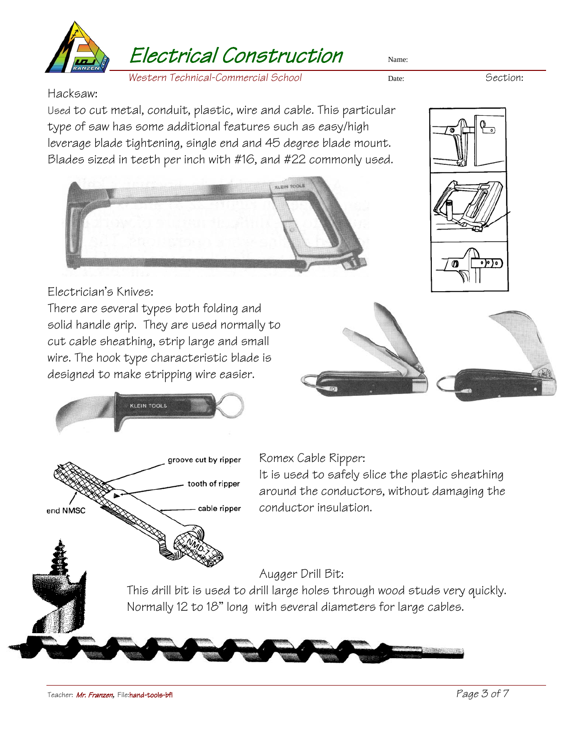# Electrical Construction

Western Technical-Commercial School

Name:

Date: Section:

Hacksaw:

Used to cut metal, conduit, plastic, wire and cable. This particular type of saw has some additional features such as easy/high leverage blade tightening, single end and 45 degree blade mount. Blades sized in teeth per inch with #16, and #22 commonly used.

Electrician's Knives:

There are several types both folding and solid handle grip. They are used normally to cut cable sheathing, strip large and small wire. The hook type characteristic blade is designed to make stripping wire easier.

groove cut by ripper

tooth of ripper

end NMSC

cable ripper

Romex Cable Ripper:

It is used to safely slice the plastic sheathing around the conductors, without damaging the conductor insulation.

Augger Drill Bit:

This drill bit is used to drill large holes through wood studs very quickly. Normally 12 to 18" long with several diameters for large cables.

Teacher: *Mr. Franzen,* File:hand-tools-bfl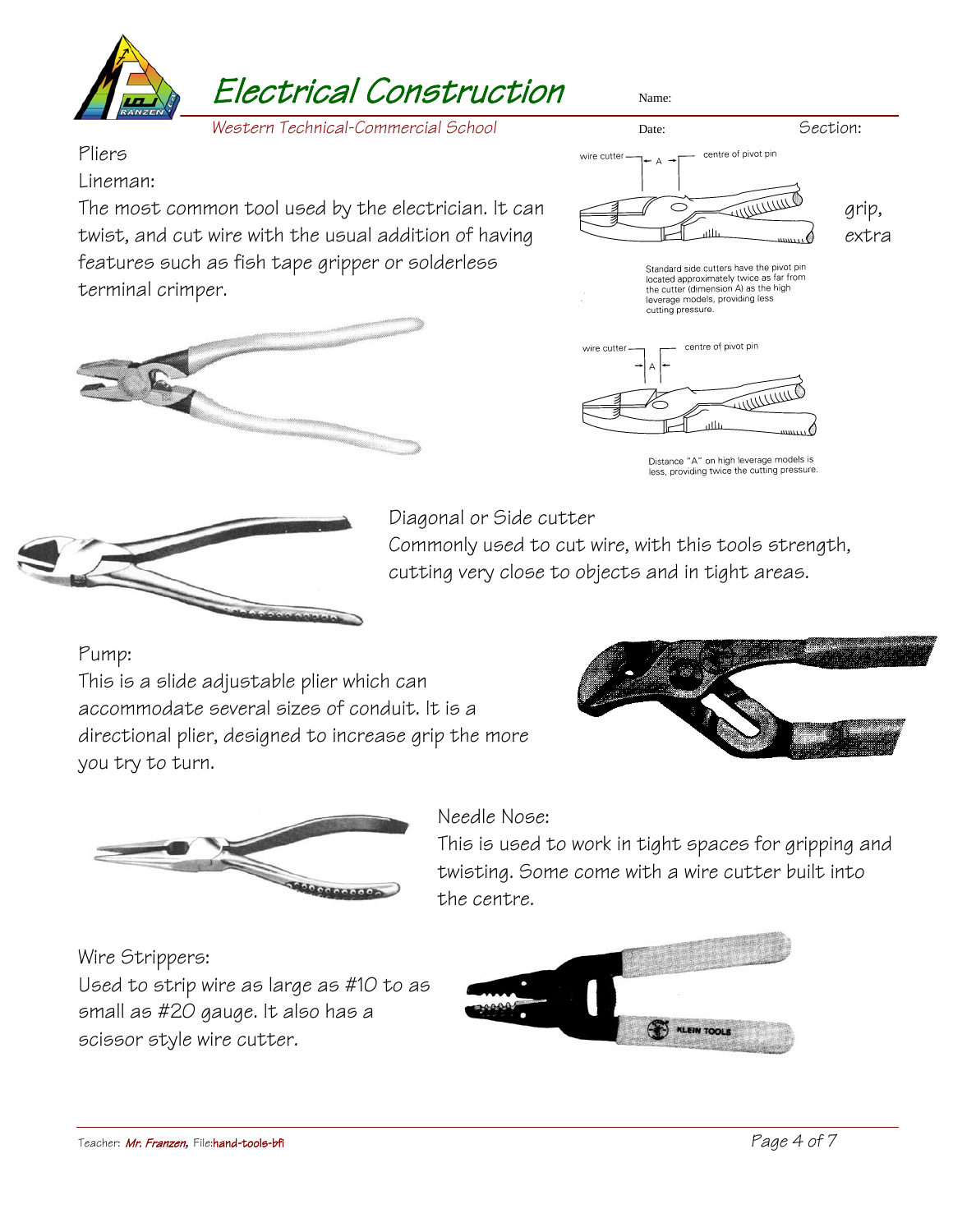# Electrical Construction

*Western Technical-Commercial School*

Name:

Date: Section:

## Pliers

### Lineman:

The most common tool used by the electrician. It can grip, twist, and cut wire with the usual addition of having extra features such as fish tape gripper or solderless terminal crimper.

wire cutter — A — centre of pivot pin

Standard side cutters have the pivot pin located approximately twice as far from the cutter (dimension A) as the high leverage models, providing less cutting pressure.

wire cutter — A — centre of pivot pin

Distance "A" on high leverage models is less, providing twice the cutting pressure.

### Diagonal or Side cutter

Commonly used to cut wire, with this tools strength, cutting very close to objects and in tight areas.

### Pump:

This is a slide adjustable plier which can accommodate several sizes of conduit. It is a directional plier, designed to increase grip the more you try to turn.

### Needle Nose:

This is used to work in tight spaces for gripping and twisting. Some come with a wire cutter built into the centre.

### Wire Strippers:

Used to strip wire as large as #10 to as small as #20 gauge. It also has a scissor style wire cutter.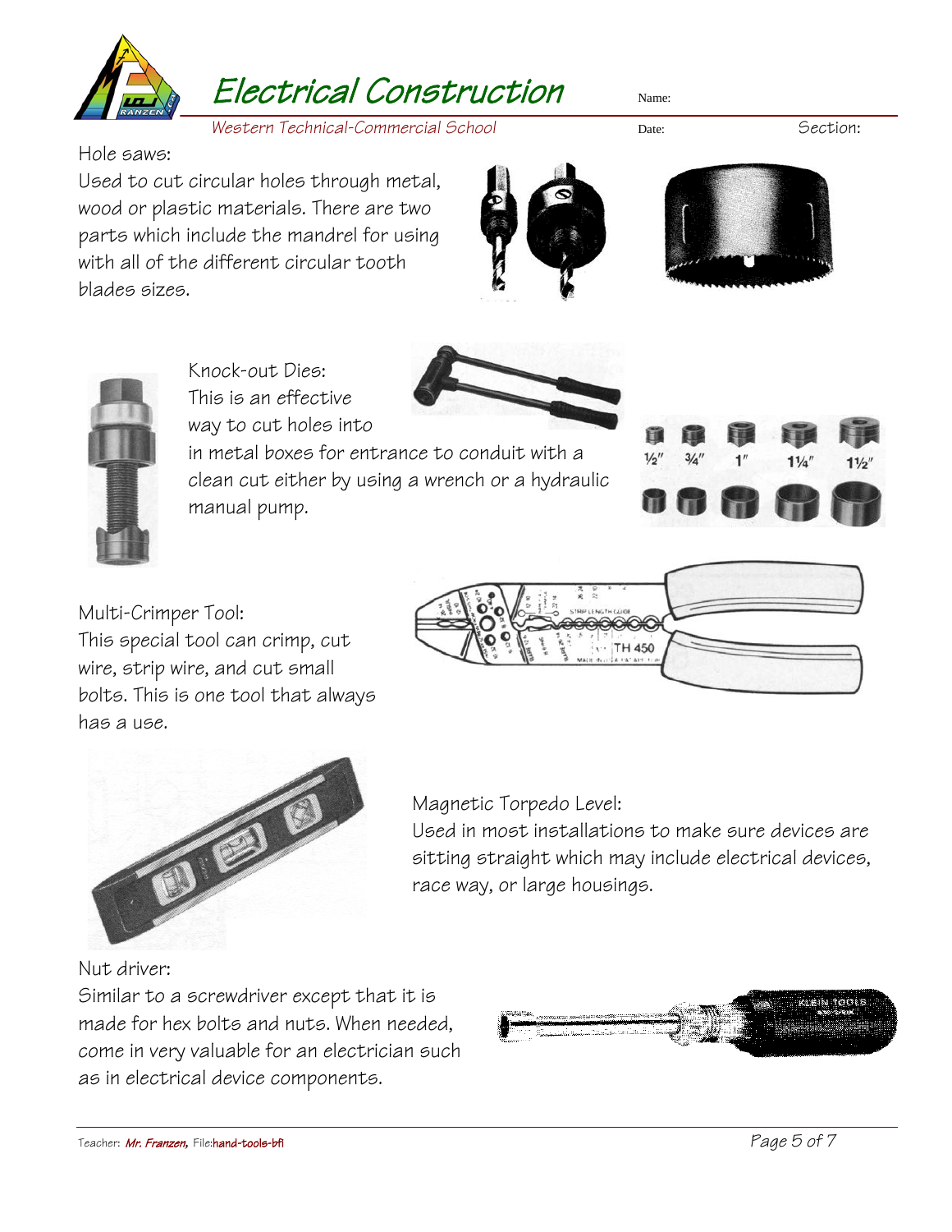Hole saws:

Used to cut circular holes through metal, wood or plastic materials. There are two parts which include the mandrel for using with all of the different circular tooth blades sizes.

Knock-out Dies:

This is an effective way to cut holes into in metal boxes for entrance to conduit with a clean cut either by using a wrench or a hydraulic manual pump.

Multi-Crimper Tool:

This special tool can crimp, cut wire, strip wire, and cut small bolts. This is one tool that always has a use.

Magnetic Torpedo Level:

Used in most installations to make sure devices are sitting straight which may include electrical devices, race way, or large housings.

Nut driver:

Similar to a screwdriver except that it is made for hex bolts and nuts. When needed, come in very valuable for an electrician such as in electrical device components.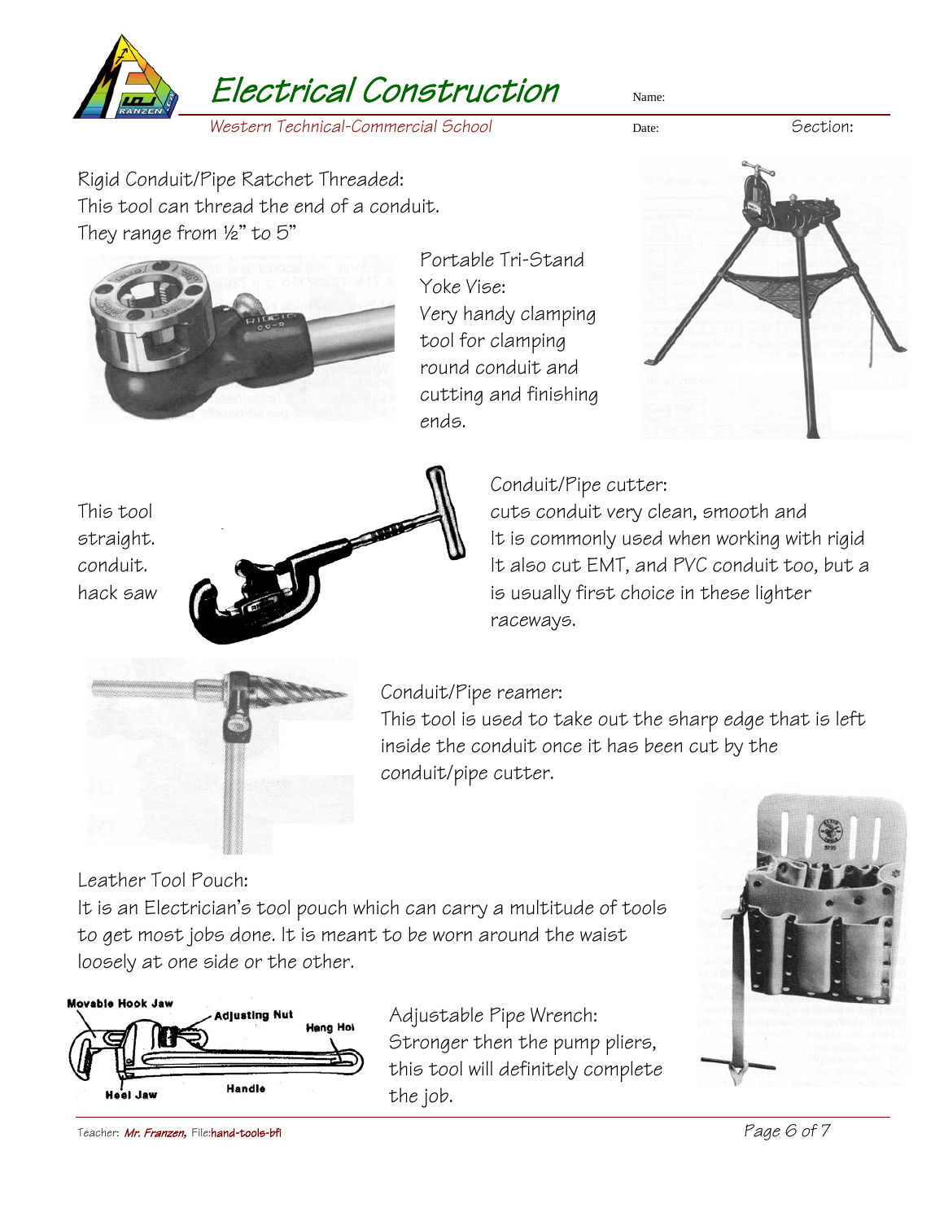Rigid Conduit/Pipe Ratchet Threaded:
This tool can thread the end of a conduit.
They range from ½" to 5"

Portable Tri-Stand Yoke Vise:
Very handy clamping tool for clamping round conduit and cutting and finishing ends.

This tool straight. conduit. hack saw

Conduit/Pipe cutter:
cuts conduit very clean, smooth and
It is commonly used when working with rigid
It also cut EMT, and PVC conduit too, but a
is usually first choice in these lighter raceways.

Conduit/Pipe reamer:
This tool is used to take out the sharp edge that is left inside the conduit once it has been cut by the conduit/pipe cutter.

Leather Tool Pouch:
It is an Electrician's tool pouch which can carry a multitude of tools to get most jobs done. It is meant to be worn around the waist loosely at one side or the other.

Movable Hook Jaw
Adjusting Nut
Hang Hol
Heel Jaw
Handle

Adjustable Pipe Wrench:
Stronger then the pump pliers, this tool will definitely complete the job.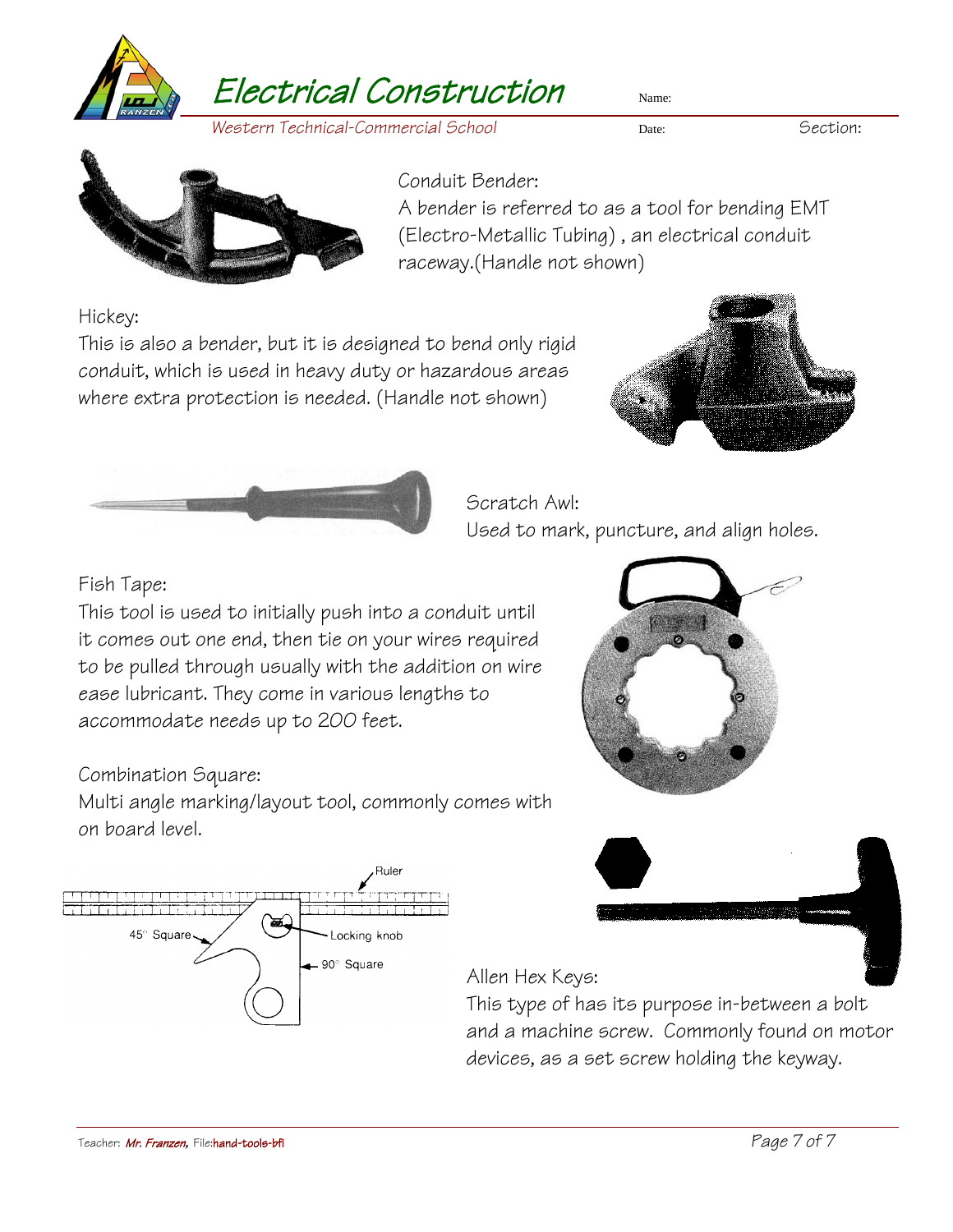# Electrical Construction

*Western Technical-Commercial School*

Name:

Date: Section:

Conduit Bender:
A bender is referred to as a tool for bending EMT (Electro-Metallic Tubing) , an electrical conduit raceway.(Handle not shown)

Hickey:
This is also a bender, but it is designed to bend only rigid conduit, which is used in heavy duty or hazardous areas where extra protection is needed. (Handle not shown)

Scratch Awl:
Used to mark, puncture, and align holes.

Fish Tape:
This tool is used to initially push into a conduit until it comes out one end, then tie on your wires required to be pulled through usually with the addition on wire ease lubricant. They come in various lengths to accommodate needs up to 200 feet.

Combination Square:
Multi angle marking/layout tool, commonly comes with on board level.

Ruler
45° Square
Locking knob
90° Square

Allen Hex Keys:
This type of has its purpose in-between a bolt and a machine screw. Commonly found on motor devices, as a set screw holding the keyway.